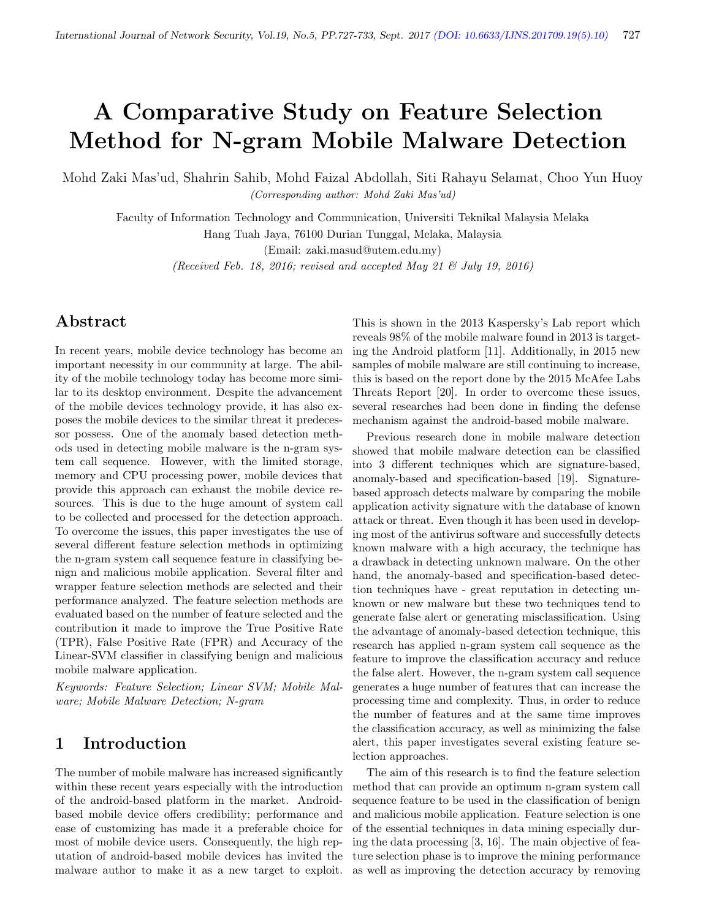// A Comparative Study on Feature Selection Method for N-gram Mobile Malware Detection

Mohd Zaki Mas'ud, Shahrin Sahib, Mohd Faizal Abdollah, Siti Rahayu Selamat, Choo Yun Huoy

*(Corresponding author: Mohd Zaki Mas'ud)*

Faculty of Information Technology and Communication, Universiti Teknikal Malaysia Melaka

Hang Tuah Jaya, 76100 Durian Tunggal, Melaka, Malaysia

(Email: zaki.masud@utem.edu.my)

*(Received Feb. 18, 2016; revised and accepted May 21 & July 19, 2016)*

## Abstract

In recent years, mobile device technology has become an important necessity in our community at large. The ability of the mobile technology today has become more similar to its desktop environment. Despite the advancement of the mobile devices technology provide, it has also exposes the mobile devices to the similar threat it predecessor possess. One of the anomaly based detection methods used in detecting mobile malware is the n-gram system call sequence. However, with the limited storage, memory and CPU processing power, mobile devices that provide this approach can exhaust the mobile device resources. This is due to the huge amount of system call to be collected and processed for the detection approach. To overcome the issues, this paper investigates the use of several different feature selection methods in optimizing the n-gram system call sequence feature in classifying benign and malicious mobile application. Several filter and wrapper feature selection methods are selected and their performance analyzed. The feature selection methods are evaluated based on the number of feature selected and the contribution it made to improve the True Positive Rate (TPR), False Positive Rate (FPR) and Accuracy of the Linear-SVM classifier in classifying benign and malicious mobile malware application.

*Keywords: Feature Selection; Linear SVM; Mobile Malware; Mobile Malware Detection; N-gram*

## 1 Introduction

The number of mobile malware has increased significantly within these recent years especially with the introduction of the android-based platform in the market. Android-based mobile device offers credibility; performance and ease of customizing has made it a preferable choice for most of mobile device users. Consequently, the high reputation of android-based mobile devices has invited the malware author to make it as a new target to exploit. This is shown in the 2013 Kaspersky's Lab report which reveals 98% of the mobile malware found in 2013 is targeting the Android platform [11]. Additionally, in 2015 new samples of mobile malware are still continuing to increase, this is based on the report done by the 2015 McAfee Labs Threats Report [20]. In order to overcome these issues, several researches had been done in finding the defense mechanism against the android-based mobile malware.

Previous research done in mobile malware detection showed that mobile malware detection can be classified into 3 different techniques which are signature-based, anomaly-based and specification-based [19]. Signature-based approach detects malware by comparing the mobile application activity signature with the database of known attack or threat. Even though it has been used in developing most of the antivirus software and successfully detects known malware with a high accuracy, the technique has a drawback in detecting unknown malware. On the other hand, the anomaly-based and specification-based detection techniques have - great reputation in detecting unknown or new malware but these two techniques tend to generate false alert or generating misclassification. Using the advantage of anomaly-based detection technique, this research has applied n-gram system call sequence as the feature to improve the classification accuracy and reduce the false alert. However, the n-gram system call sequence generates a huge number of features that can increase the processing time and complexity. Thus, in order to reduce the number of features and at the same time improves the classification accuracy, as well as minimizing the false alert, this paper investigates several existing feature selection approaches.

The aim of this research is to find the feature selection method that can provide an optimum n-gram system call sequence feature to be used in the classification of benign and malicious mobile application. Feature selection is one of the essential techniques in data mining especially during the data processing [3, 16]. The main objective of feature selection phase is to improve the mining performance as well as improving the detection accuracy by removing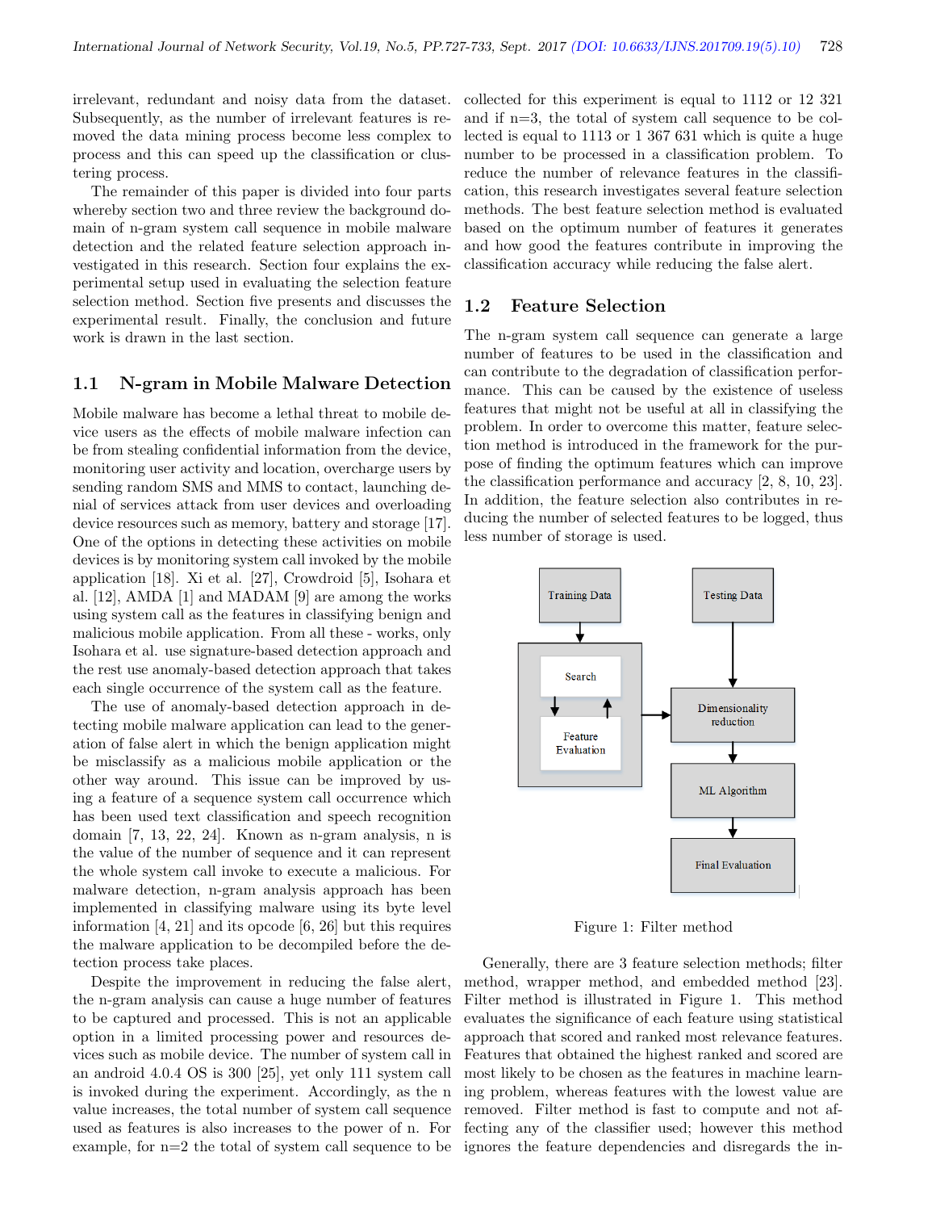irrelevant, redundant and noisy data from the dataset. Subsequently, as the number of irrelevant features is removed the data mining process become less complex to process and this can speed up the classification or clustering process.

The remainder of this paper is divided into four parts whereby section two and three review the background domain of n-gram system call sequence in mobile malware detection and the related feature selection approach investigated in this research. Section four explains the experimental setup used in evaluating the selection feature selection method. Section five presents and discusses the experimental result. Finally, the conclusion and future work is drawn in the last section.

## 1.1 N-gram in Mobile Malware Detection

Mobile malware has become a lethal threat to mobile device users as the effects of mobile malware infection can be from stealing confidential information from the device, monitoring user activity and location, overcharge users by sending random SMS and MMS to contact, launching denial of services attack from user devices and overloading device resources such as memory, battery and storage [17]. One of the options in detecting these activities on mobile devices is by monitoring system call invoked by the mobile application [18]. Xi et al. [27], Crowdroid [5], Isohara et al. [12], AMDA [1] and MADAM [9] are among the works using system call as the features in classifying benign and malicious mobile application. From all these - works, only Isohara et al. use signature-based detection approach and the rest use anomaly-based detection approach that takes each single occurrence of the system call as the feature.

The use of anomaly-based detection approach in detecting mobile malware application can lead to the generation of false alert in which the benign application might be misclassify as a malicious mobile application or the other way around. This issue can be improved by using a feature of a sequence system call occurrence which has been used text classification and speech recognition domain [7, 13, 22, 24]. Known as n-gram analysis, n is the value of the number of sequence and it can represent the whole system call invoke to execute a malicious. For malware detection, n-gram analysis approach has been implemented in classifying malware using its byte level information [4, 21] and its opcode [6, 26] but this requires the malware application to be decompiled before the detection process take places.

Despite the improvement in reducing the false alert, the n-gram analysis can cause a huge number of features to be captured and processed. This is not an applicable option in a limited processing power and resources devices such as mobile device. The number of system call in an android 4.0.4 OS is 300 [25], yet only 111 system call is invoked during the experiment. Accordingly, as the n value increases, the total number of system call sequence used as features is also increases to the power of n. For example, for n=2 the total of system call sequence to be collected for this experiment is equal to $111^2$ or 12 321 and if n=3, the total of system call sequence to be collected is equal to $111^3$ or 1 367 631 which is quite a huge number to be processed in a classification problem. To reduce the number of relevance features in the classification, this research investigates several feature selection methods. The best feature selection method is evaluated based on the optimum number of features it generates and how good the features contribute in improving the classification accuracy while reducing the false alert.

## 1.2 Feature Selection

The n-gram system call sequence can generate a large number of features to be used in the classification and can contribute to the degradation of classification performance. This can be caused by the existence of useless features that might not be useful at all in classifying the problem. In order to overcome this matter, feature selection method is introduced in the framework for the purpose of finding the optimum features which can improve the classification performance and accuracy [2, 8, 10, 23]. In addition, the feature selection also contributes in reducing the number of selected features to be logged, thus less number of storage is used.

Training Data → Search ⇄ Feature Evaluation → Dimensionality reduction ← Testing Data; Dimensionality reduction → ML Algorithm → Final Evaluation

Figure 1: Filter method

Generally, there are 3 feature selection methods; filter method, wrapper method, and embedded method [23]. Filter method is illustrated in Figure 1. This method evaluates the significance of each feature using statistical approach that scored and ranked most relevance features. Features that obtained the highest ranked and scored are most likely to be chosen as the features in machine learning problem, whereas features with the lowest value are removed. Filter method is fast to compute and not affecting any of the classifier used; however this method ignores the feature dependencies and disregards the in-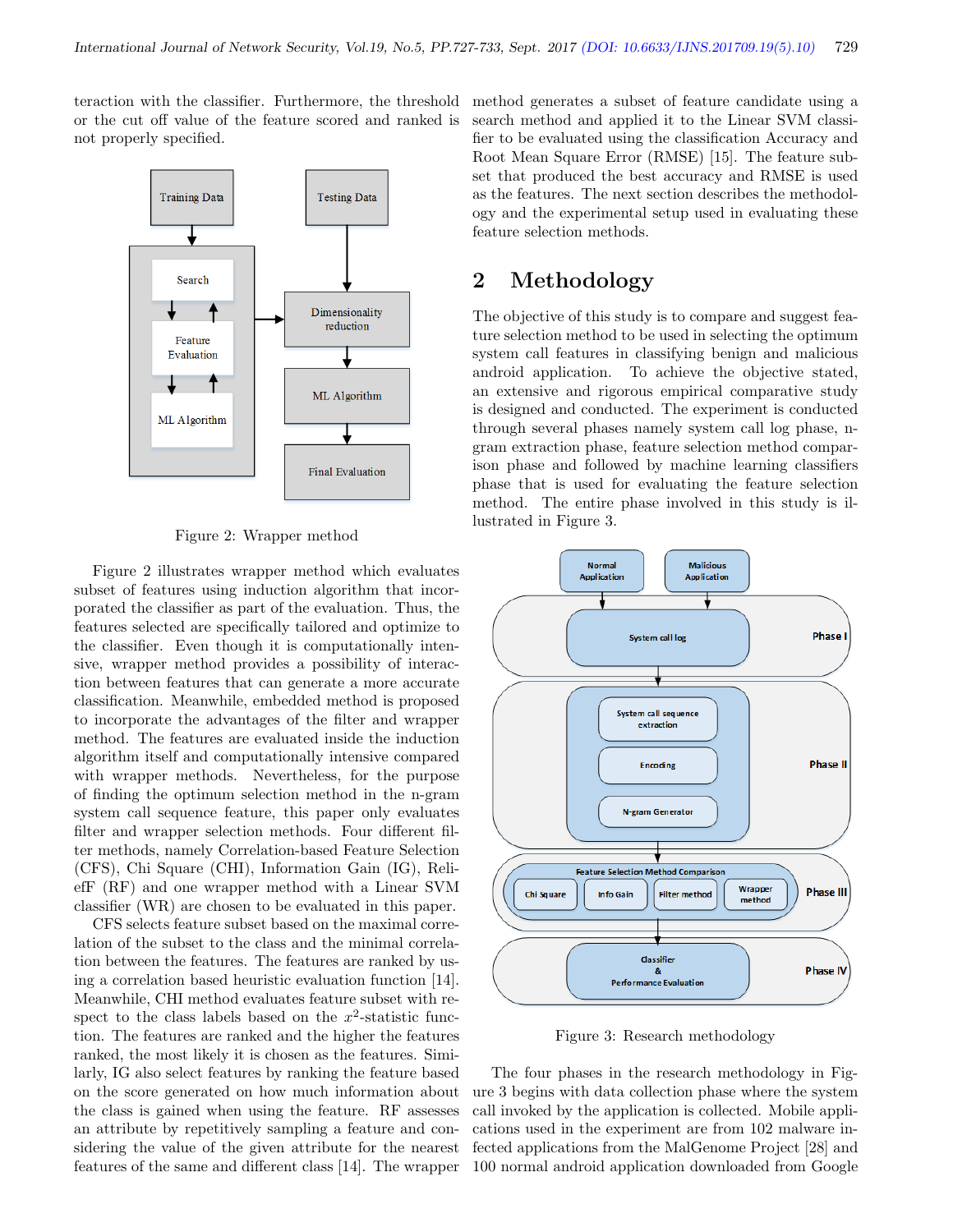teraction with the classifier. Furthermore, the threshold or the cut off value of the feature scored and ranked is not properly specified.

Figure 2: Wrapper method

Figure 2 illustrates wrapper method which evaluates subset of features using induction algorithm that incorporated the classifier as part of the evaluation. Thus, the features selected are specifically tailored and optimize to the classifier. Even though it is computationally intensive, wrapper method provides a possibility of interaction between features that can generate a more accurate classification. Meanwhile, embedded method is proposed to incorporate the advantages of the filter and wrapper method. The features are evaluated inside the induction algorithm itself and computationally intensive compared with wrapper methods. Nevertheless, for the purpose of finding the optimum selection method in the n-gram system call sequence feature, this paper only evaluates filter and wrapper selection methods. Four different filter methods, namely Correlation-based Feature Selection (CFS), Chi Square (CHI), Information Gain (IG), ReliefF (RF) and one wrapper method with a Linear SVM classifier (WR) are chosen to be evaluated in this paper.

CFS selects feature subset based on the maximal correlation of the subset to the class and the minimal correlation between the features. The features are ranked by using a correlation based heuristic evaluation function [14]. Meanwhile, CHI method evaluates feature subset with respect to the class labels based on the $x^2$-statistic function. The features are ranked and the higher the features ranked, the most likely it is chosen as the features. Similarly, IG also select features by ranking the feature based on the score generated on how much information about the class is gained when using the feature. RF assesses an attribute by repetitively sampling a feature and considering the value of the given attribute for the nearest features of the same and different class [14]. The wrapper method generates a subset of feature candidate using a search method and applied it to the Linear SVM classifier to be evaluated using the classification Accuracy and Root Mean Square Error (RMSE) [15]. The feature subset that produced the best accuracy and RMSE is used as the features. The next section describes the methodology and the experimental setup used in evaluating these feature selection methods.

## 2 Methodology

The objective of this study is to compare and suggest feature selection method to be used in selecting the optimum system call features in classifying benign and malicious android application. To achieve the objective stated, an extensive and rigorous empirical comparative study is designed and conducted. The experiment is conducted through several phases namely system call log phase, n-gram extraction phase, feature selection method comparison phase and followed by machine learning classifiers phase that is used for evaluating the feature selection method. The entire phase involved in this study is illustrated in Figure 3.

Figure 3: Research methodology

The four phases in the research methodology in Figure 3 begins with data collection phase where the system call invoked by the application is collected. Mobile applications used in the experiment are from 102 malware infected applications from the MalGenome Project [28] and 100 normal android application downloaded from Google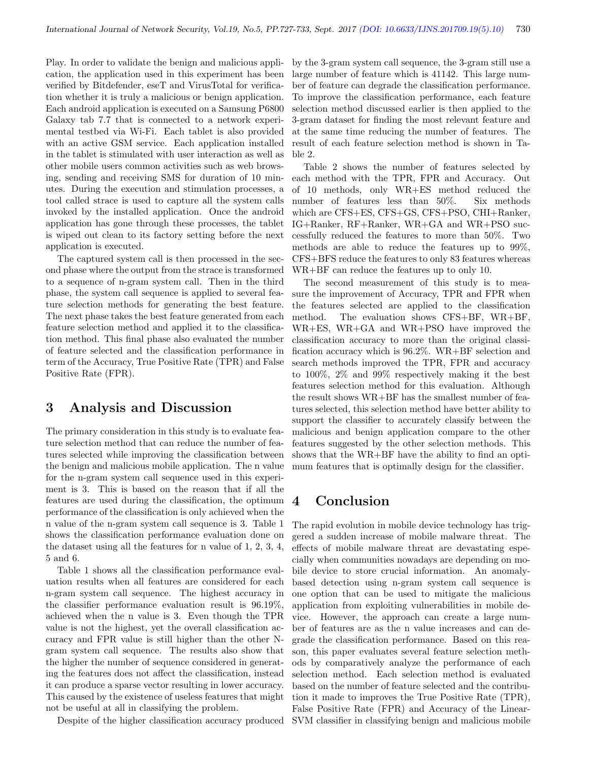Play. In order to validate the benign and malicious application, the application used in this experiment has been verified by Bitdefender, eseT and VirusTotal for verification whether it is truly a malicious or benign application. Each android application is executed on a Samsung P6800 Galaxy tab 7.7 that is connected to a network experimental testbed via Wi-Fi. Each tablet is also provided with an active GSM service. Each application installed in the tablet is stimulated with user interaction as well as other mobile users common activities such as web browsing, sending and receiving SMS for duration of 10 minutes. During the execution and stimulation processes, a tool called strace is used to capture all the system calls invoked by the installed application. Once the android application has gone through these processes, the tablet is wiped out clean to its factory setting before the next application is executed.

The captured system call is then processed in the second phase where the output from the strace is transformed to a sequence of n-gram system call. Then in the third phase, the system call sequence is applied to several feature selection methods for generating the best feature. The next phase takes the best feature generated from each feature selection method and applied it to the classification method. This final phase also evaluated the number of feature selected and the classification performance in term of the Accuracy, True Positive Rate (TPR) and False Positive Rate (FPR).

## 3 Analysis and Discussion

The primary consideration in this study is to evaluate feature selection method that can reduce the number of features selected while improving the classification between the benign and malicious mobile application. The n value for the n-gram system call sequence used in this experiment is 3. This is based on the reason that if all the features are used during the classification, the optimum performance of the classification is only achieved when the n value of the n-gram system call sequence is 3. Table 1 shows the classification performance evaluation done on the dataset using all the features for n value of 1, 2, 3, 4, 5 and 6.

Table 1 shows all the classification performance evaluation results when all features are considered for each n-gram system call sequence. The highest accuracy in the classifier performance evaluation result is 96.19%, achieved when the n value is 3. Even though the TPR value is not the highest, yet the overall classification accuracy and FPR value is still higher than the other N-gram system call sequence. The results also show that the higher the number of sequence considered in generating the features does not affect the classification, instead it can produce a sparse vector resulting in lower accuracy. This caused by the existence of useless features that might not be useful at all in classifying the problem.

Despite of the higher classification accuracy produced by the 3-gram system call sequence, the 3-gram still use a large number of feature which is 41142. This large number of feature can degrade the classification performance. To improve the classification performance, each feature selection method discussed earlier is then applied to the 3-gram dataset for finding the most relevant feature and at the same time reducing the number of features. The result of each feature selection method is shown in Table 2.

Table 2 shows the number of features selected by each method with the TPR, FPR and Accuracy. Out of 10 methods, only WR+ES method reduced the number of features less than 50%. Six methods which are CFS+ES, CFS+GS, CFS+PSO, CHI+Ranker, IG+Ranker, RF+Ranker, WR+GA and WR+PSO successfully reduced the features to more than 50%. Two methods are able to reduce the features up to 99%, CFS+BFS reduce the features to only 83 features whereas WR+BF can reduce the features up to only 10.

The second measurement of this study is to measure the improvement of Accuracy, TPR and FPR when the features selected are applied to the classification method. The evaluation shows CFS+BF, WR+BF, WR+ES, WR+GA and WR+PSO have improved the classification accuracy to more than the original classification accuracy which is 96.2%. WR+BF selection and search methods improved the TPR, FPR and accuracy to 100%, 2% and 99% respectively making it the best features selection method for this evaluation. Although the result shows WR+BF has the smallest number of features selected, this selection method have better ability to support the classifier to accurately classify between the malicious and benign application compare to the other features suggested by the other selection methods. This shows that the WR+BF have the ability to find an optimum features that is optimally design for the classifier.

## 4 Conclusion

The rapid evolution in mobile device technology has triggered a sudden increase of mobile malware threat. The effects of mobile malware threat are devastating especially when communities nowadays are depending on mobile device to store crucial information. An anomaly-based detection using n-gram system call sequence is one option that can be used to mitigate the malicious application from exploiting vulnerabilities in mobile device. However, the approach can create a large number of features are as the n value increases and can degrade the classification performance. Based on this reason, this paper evaluates several feature selection methods by comparatively analyze the performance of each selection method. Each selection method is evaluated based on the number of feature selected and the contribution it made to improves the True Positive Rate (TPR), False Positive Rate (FPR) and Accuracy of the Linear-SVM classifier in classifying benign and malicious mobile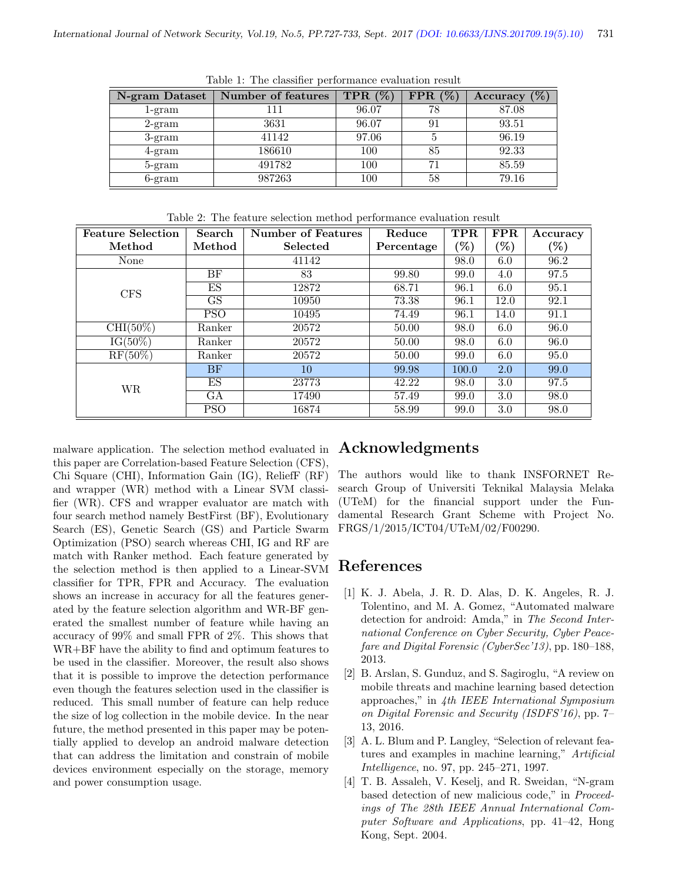Table 1: The classifier performance evaluation result

| N-gram Dataset | Number of features | TPR (%) | FPR (%) | Accuracy (%) |
|---|---|---|---|---|
| 1-gram | 111 | 96.07 | 78 | 87.08 |
| 2-gram | 3631 | 96.07 | 91 | 93.51 |
| 3-gram | 41142 | 97.06 | 5 | 96.19 |
| 4-gram | 186610 | 100 | 85 | 92.33 |
| 5-gram | 491782 | 100 | 71 | 85.59 |
| 6-gram | 987263 | 100 | 58 | 79.16 |

Table 2: The feature selection method performance evaluation result

| Feature Selection Method | Search Method | Number of Features Selected | Reduce Percentage | TPR (%) | FPR (%) | Accuracy (%) |
|---|---|---|---|---|---|---|
| None | | 41142 | | 98.0 | 6.0 | 96.2 |
| CFS | BF | 83 | 99.80 | 99.0 | 4.0 | 97.5 |
| | ES | 12872 | 68.71 | 96.1 | 6.0 | 95.1 |
| | GS | 10950 | 73.38 | 96.1 | 12.0 | 92.1 |
| | PSO | 10495 | 74.49 | 96.1 | 14.0 | 91.1 |
| CHI(50%) | Ranker | 20572 | 50.00 | 98.0 | 6.0 | 96.0 |
| IG(50%) | Ranker | 20572 | 50.00 | 98.0 | 6.0 | 96.0 |
| RF(50%) | Ranker | 20572 | 50.00 | 99.0 | 6.0 | 95.0 |
| WR | BF | 10 | 99.98 | 100.0 | 2.0 | 99.0 |
| | ES | 23773 | 42.22 | 98.0 | 3.0 | 97.5 |
| | GA | 17490 | 57.49 | 99.0 | 3.0 | 98.0 |
| | PSO | 16874 | 58.99 | 99.0 | 3.0 | 98.0 |

malware application. The selection method evaluated in this paper are Correlation-based Feature Selection (CFS), Chi Square (CHI), Information Gain (IG), ReliefF (RF) and wrapper (WR) method with a Linear SVM classifier (WR). CFS and wrapper evaluator are match with four search method namely BestFirst (BF), Evolutionary Search (ES), Genetic Search (GS) and Particle Swarm Optimization (PSO) search whereas CHI, IG and RF are match with Ranker method. Each feature generated by the selection method is then applied to a Linear-SVM classifier for TPR, FPR and Accuracy. The evaluation shows an increase in accuracy for all the features generated by the feature selection algorithm and WR-BF generated the smallest number of feature while having an accuracy of 99% and small FPR of 2%. This shows that WR+BF have the ability to find and optimum features to be used in the classifier. Moreover, the result also shows that it is possible to improve the detection performance even though the features selection used in the classifier is reduced. This small number of feature can help reduce the size of log collection in the mobile device. In the near future, the method presented in this paper may be potentially applied to develop an android malware detection that can address the limitation and constrain of mobile devices environment especially on the storage, memory and power consumption usage.

## Acknowledgments

The authors would like to thank INSFORNET Research Group of Universiti Teknikal Malaysia Melaka (UTeM) for the financial support under the Fundamental Research Grant Scheme with Project No. FRGS/1/2015/ICT04/UTeM/02/F00290.

## References

[1] K. J. Abela, J. R. D. Alas, D. K. Angeles, R. J. Tolentino, and M. A. Gomez, "Automated malware detection for android: Amda," in *The Second International Conference on Cyber Security, Cyber Peacefare and Digital Forensic (CyberSec'13)*, pp. 180–188, 2013.

[2] B. Arslan, S. Gunduz, and S. Sagiroglu, "A review on mobile threats and machine learning based detection approaches," in *4th IEEE International Symposium on Digital Forensic and Security (ISDFS'16)*, pp. 7–13, 2016.

[3] A. L. Blum and P. Langley, "Selection of relevant features and examples in machine learning," *Artificial Intelligence*, no. 97, pp. 245–271, 1997.

[4] T. B. Assaleh, V. Keselj, and R. Sweidan, "N-gram based detection of new malicious code," in *Proceedings of The 28th IEEE Annual International Computer Software and Applications*, pp. 41–42, Hong Kong, Sept. 2004.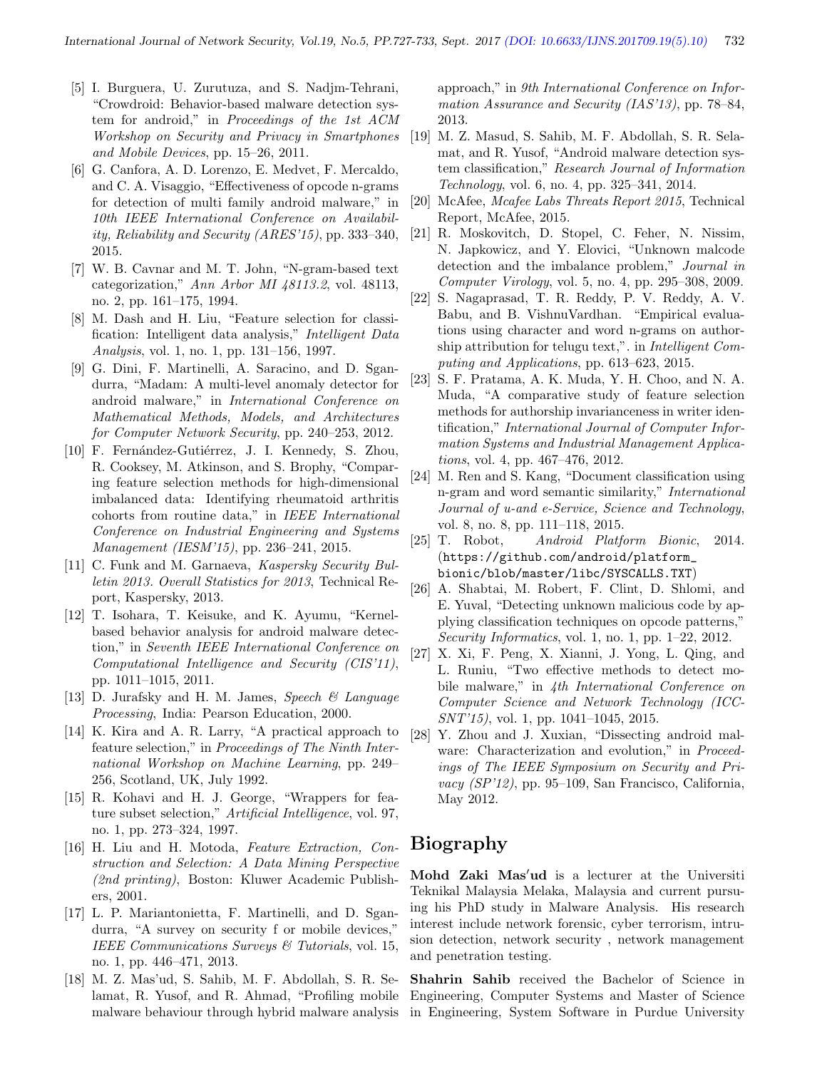[5] I. Burguera, U. Zurutuza, and S. Nadjm-Tehrani, "Crowdroid: Behavior-based malware detection system for android," in *Proceedings of the 1st ACM Workshop on Security and Privacy in Smartphones and Mobile Devices*, pp. 15–26, 2011.

[6] G. Canfora, A. D. Lorenzo, E. Medvet, F. Mercaldo, and C. A. Visaggio, "Effectiveness of opcode n-grams for detection of multi family android malware," in *10th IEEE International Conference on Availability, Reliability and Security (ARES'15)*, pp. 333–340, 2015.

[7] W. B. Cavnar and M. T. John, "N-gram-based text categorization," *Ann Arbor MI 48113.2*, vol. 48113, no. 2, pp. 161–175, 1994.

[8] M. Dash and H. Liu, "Feature selection for classification: Intelligent data analysis," *Intelligent Data Analysis*, vol. 1, no. 1, pp. 131–156, 1997.

[9] G. Dini, F. Martinelli, A. Saracino, and D. Sgandurra, "Madam: A multi-level anomaly detector for android malware," in *International Conference on Mathematical Methods, Models, and Architectures for Computer Network Security*, pp. 240–253, 2012.

[10] F. Fernández-Gutiérrez, J. I. Kennedy, S. Zhou, R. Cooksey, M. Atkinson, and S. Brophy, "Comparing feature selection methods for high-dimensional imbalanced data: Identifying rheumatoid arthritis cohorts from routine data," in *IEEE International Conference on Industrial Engineering and Systems Management (IESM'15)*, pp. 236–241, 2015.

[11] C. Funk and M. Garnaeva, *Kaspersky Security Bulletin 2013. Overall Statistics for 2013*, Technical Report, Kaspersky, 2013.

[12] T. Isohara, T. Keisuke, and K. Ayumu, "Kernel-based behavior analysis for android malware detection," in *Seventh IEEE International Conference on Computational Intelligence and Security (CIS'11)*, pp. 1011–1015, 2011.

[13] D. Jurafsky and H. M. James, *Speech & Language Processing*, India: Pearson Education, 2000.

[14] K. Kira and A. R. Larry, "A practical approach to feature selection," in *Proceedings of The Ninth International Workshop on Machine Learning*, pp. 249–256, Scotland, UK, July 1992.

[15] R. Kohavi and H. J. George, "Wrappers for feature subset selection," *Artificial Intelligence*, vol. 97, no. 1, pp. 273–324, 1997.

[16] H. Liu and H. Motoda, *Feature Extraction, Construction and Selection: A Data Mining Perspective (2nd printing)*, Boston: Kluwer Academic Publishers, 2001.

[17] L. P. Mariantonietta, F. Martinelli, and D. Sgandurra, "A survey on security f or mobile devices," *IEEE Communications Surveys & Tutorials*, vol. 15, no. 1, pp. 446–471, 2013.

[18] M. Z. Mas'ud, S. Sahib, M. F. Abdollah, S. R. Selamat, R. Yusof, and R. Ahmad, "Profiling mobile malware behaviour through hybrid malware analysis approach," in *9th International Conference on Information Assurance and Security (IAS'13)*, pp. 78–84, 2013.

[19] M. Z. Masud, S. Sahib, M. F. Abdollah, S. R. Selamat, and R. Yusof, "Android malware detection system classification," *Research Journal of Information Technology*, vol. 6, no. 4, pp. 325–341, 2014.

[20] McAfee, *Mcafee Labs Threats Report 2015*, Technical Report, McAfee, 2015.

[21] R. Moskovitch, D. Stopel, C. Feher, N. Nissim, N. Japkowicz, and Y. Elovici, "Unknown malcode detection and the imbalance problem," *Journal in Computer Virology*, vol. 5, no. 4, pp. 295–308, 2009.

[22] S. Nagaprasad, T. R. Reddy, P. V. Reddy, A. V. Babu, and B. VishnuVardhan. "Empirical evaluations using character and word n-grams on authorship attribution for telugu text,". in *Intelligent Computing and Applications*, pp. 613–623, 2015.

[23] S. F. Pratama, A. K. Muda, Y. H. Choo, and N. A. Muda, "A comparative study of feature selection methods for authorship invarianceness in writer identification," *International Journal of Computer Information Systems and Industrial Management Applications*, vol. 4, pp. 467–476, 2012.

[24] M. Ren and S. Kang, "Document classification using n-gram and word semantic similarity," *International Journal of u-and e-Service, Science and Technology*, vol. 8, no. 8, pp. 111–118, 2015.

[25] T. Robot, *Android Platform Bionic*, 2014. (https://github.com/android/platform_bionic/blob/master/libc/SYSCALLS.TXT)

[26] A. Shabtai, M. Robert, F. Clint, D. Shlomi, and E. Yuval, "Detecting unknown malicious code by applying classification techniques on opcode patterns," *Security Informatics*, vol. 1, no. 1, pp. 1–22, 2012.

[27] X. Xi, F. Peng, X. Xianni, J. Yong, L. Qing, and L. Runiu, "Two effective methods to detect mobile malware," in *4th International Conference on Computer Science and Network Technology (ICCSNT'15)*, vol. 1, pp. 1041–1045, 2015.

[28] Y. Zhou and J. Xuxian, "Dissecting android malware: Characterization and evolution," in *Proceedings of The IEEE Symposium on Security and Privacy (SP'12)*, pp. 95–109, San Francisco, California, May 2012.

# Biography

**Mohd Zaki Mas′ud** is a lecturer at the Universiti Teknikal Malaysia Melaka, Malaysia and current pursuing his PhD study in Malware Analysis. His research interest include network forensic, cyber terrorism, intrusion detection, network security , network management and penetration testing.

**Shahrin Sahib** received the Bachelor of Science in Engineering, Computer Systems and Master of Science in Engineering, System Software in Purdue University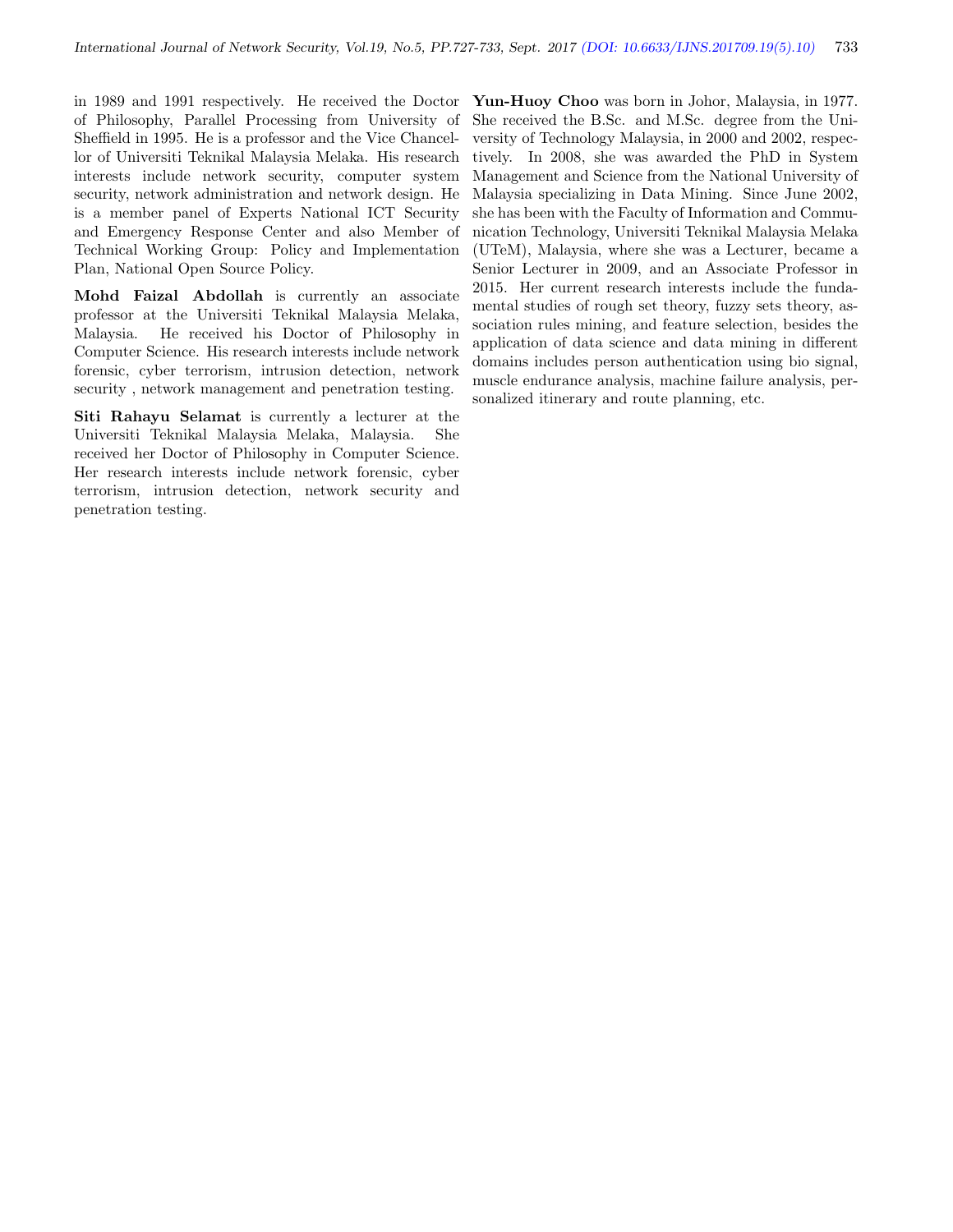in 1989 and 1991 respectively. He received the Doctor of Philosophy, Parallel Processing from University of Sheffield in 1995. He is a professor and the Vice Chancellor of Universiti Teknikal Malaysia Melaka. His research interests include network security, computer system security, network administration and network design. He is a member panel of Experts National ICT Security and Emergency Response Center and also Member of Technical Working Group: Policy and Implementation Plan, National Open Source Policy.

**Mohd Faizal Abdollah** is currently an associate professor at the Universiti Teknikal Malaysia Melaka, Malaysia. He received his Doctor of Philosophy in Computer Science. His research interests include network forensic, cyber terrorism, intrusion detection, network security , network management and penetration testing.

**Siti Rahayu Selamat** is currently a lecturer at the Universiti Teknikal Malaysia Melaka, Malaysia. She received her Doctor of Philosophy in Computer Science. Her research interests include network forensic, cyber terrorism, intrusion detection, network security and penetration testing.

**Yun-Huoy Choo** was born in Johor, Malaysia, in 1977. She received the B.Sc. and M.Sc. degree from the University of Technology Malaysia, in 2000 and 2002, respectively. In 2008, she was awarded the PhD in System Management and Science from the National University of Malaysia specializing in Data Mining. Since June 2002, she has been with the Faculty of Information and Communication Technology, Universiti Teknikal Malaysia Melaka (UTeM), Malaysia, where she was a Lecturer, became a Senior Lecturer in 2009, and an Associate Professor in 2015. Her current research interests include the fundamental studies of rough set theory, fuzzy sets theory, association rules mining, and feature selection, besides the application of data science and data mining in different domains includes person authentication using bio signal, muscle endurance analysis, machine failure analysis, personalized itinerary and route planning, etc.